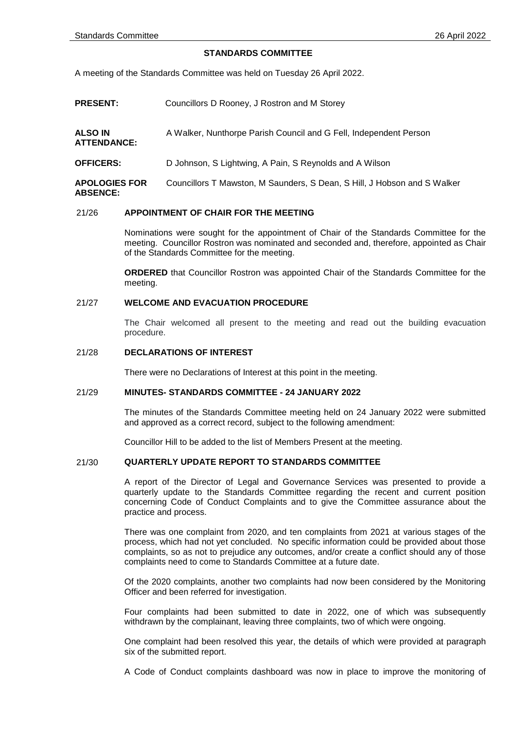## STANDARDS COMMITTEE

A meeting of the Standards Committee was held on Tuesday 26 April 2022.

**PRESENT:** Councillors D Rooney, J Rostron and M Storey

**ALSO IN ATTENDANCE:** A Walker, Nunthorpe Parish Council and G Fell, Independent Person

**OFFICERS:** D Johnson, S Lightwing, A Pain, S Reynolds and A Wilson

**APOLOGIES FOR ABSENCE:** Councillors T Mawston, M Saunders, S Dean, S Hill, J Hobson and S Walker

### 21/26 APPOINTMENT OF CHAIR FOR THE MEETING

Nominations were sought for the appointment of Chair of the Standards Committee for the meeting. Councillor Rostron was nominated and seconded and, therefore, appointed as Chair of the Standards Committee for the meeting.

**ORDERED** that Councillor Rostron was appointed Chair of the Standards Committee for the meeting.

### 21/27 WELCOME AND EVACUATION PROCEDURE

The Chair welcomed all present to the meeting and read out the building evacuation procedure.

### 21/28 DECLARATIONS OF INTEREST

There were no Declarations of Interest at this point in the meeting.

### 21/29 MINUTES- STANDARDS COMMITTEE - 24 JANUARY 2022

The minutes of the Standards Committee meeting held on 24 January 2022 were submitted and approved as a correct record, subject to the following amendment:

Councillor Hill to be added to the list of Members Present at the meeting.

### 21/30 QUARTERLY UPDATE REPORT TO STANDARDS COMMITTEE

A report of the Director of Legal and Governance Services was presented to provide a quarterly update to the Standards Committee regarding the recent and current position concerning Code of Conduct Complaints and to give the Committee assurance about the practice and process.

There was one complaint from 2020, and ten complaints from 2021 at various stages of the process, which had not yet concluded. No specific information could be provided about those complaints, so as not to prejudice any outcomes, and/or create a conflict should any of those complaints need to come to Standards Committee at a future date.

Of the 2020 complaints, another two complaints had now been considered by the Monitoring Officer and been referred for investigation.

Four complaints had been submitted to date in 2022, one of which was subsequently withdrawn by the complainant, leaving three complaints, two of which were ongoing.

One complaint had been resolved this year, the details of which were provided at paragraph six of the submitted report.

A Code of Conduct complaints dashboard was now in place to improve the monitoring of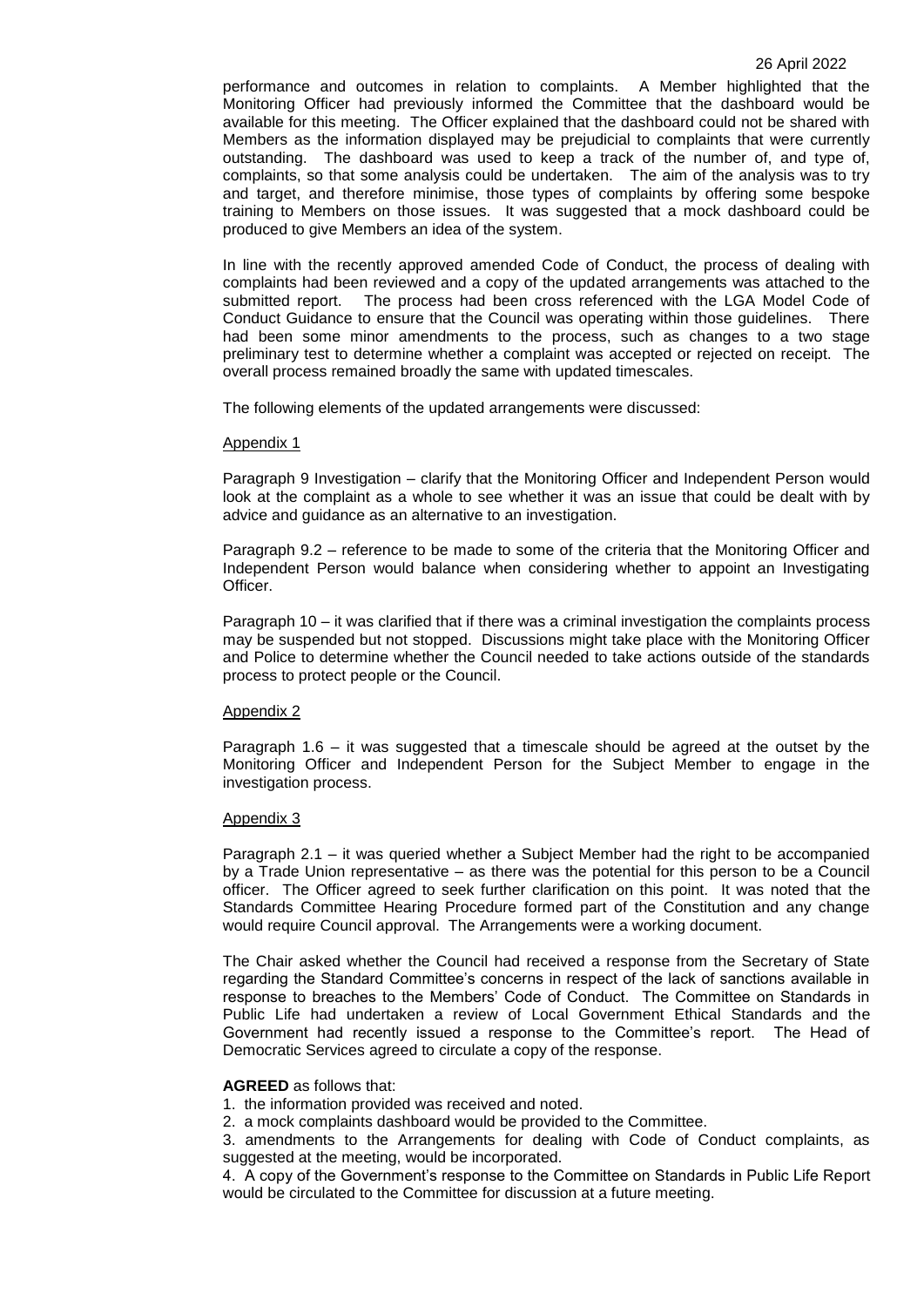performance and outcomes in relation to complaints. A Member highlighted that the Monitoring Officer had previously informed the Committee that the dashboard would be available for this meeting. The Officer explained that the dashboard could not be shared with Members as the information displayed may be prejudicial to complaints that were currently outstanding. The dashboard was used to keep a track of the number of, and type of, complaints, so that some analysis could be undertaken. The aim of the analysis was to try and target, and therefore minimise, those types of complaints by offering some bespoke training to Members on those issues. It was suggested that a mock dashboard could be produced to give Members an idea of the system.

In line with the recently approved amended Code of Conduct, the process of dealing with complaints had been reviewed and a copy of the updated arrangements was attached to the submitted report. The process had been cross referenced with the LGA Model Code of Conduct Guidance to ensure that the Council was operating within those guidelines. There had been some minor amendments to the process, such as changes to a two stage preliminary test to determine whether a complaint was accepted or rejected on receipt. The overall process remained broadly the same with updated timescales.

The following elements of the updated arrangements were discussed:

Appendix 1

Paragraph 9 Investigation – clarify that the Monitoring Officer and Independent Person would look at the complaint as a whole to see whether it was an issue that could be dealt with by advice and guidance as an alternative to an investigation.

Paragraph 9.2 – reference to be made to some of the criteria that the Monitoring Officer and Independent Person would balance when considering whether to appoint an Investigating Officer.

Paragraph 10 – it was clarified that if there was a criminal investigation the complaints process may be suspended but not stopped. Discussions might take place with the Monitoring Officer and Police to determine whether the Council needed to take actions outside of the standards process to protect people or the Council.

Appendix 2

Paragraph 1.6 – it was suggested that a timescale should be agreed at the outset by the Monitoring Officer and Independent Person for the Subject Member to engage in the investigation process.

Appendix 3

Paragraph 2.1 – it was queried whether a Subject Member had the right to be accompanied by a Trade Union representative – as there was the potential for this person to be a Council officer. The Officer agreed to seek further clarification on this point. It was noted that the Standards Committee Hearing Procedure formed part of the Constitution and any change would require Council approval. The Arrangements were a working document.

The Chair asked whether the Council had received a response from the Secretary of State regarding the Standard Committee's concerns in respect of the lack of sanctions available in response to breaches to the Members' Code of Conduct. The Committee on Standards in Public Life had undertaken a review of Local Government Ethical Standards and the Government had recently issued a response to the Committee's report. The Head of Democratic Services agreed to circulate a copy of the response.

**AGREED** as follows that:

1. the information provided was received and noted.
2. a mock complaints dashboard would be provided to the Committee.
3. amendments to the Arrangements for dealing with Code of Conduct complaints, as suggested at the meeting, would be incorporated.
4. A copy of the Government's response to the Committee on Standards in Public Life Report would be circulated to the Committee for discussion at a future meeting.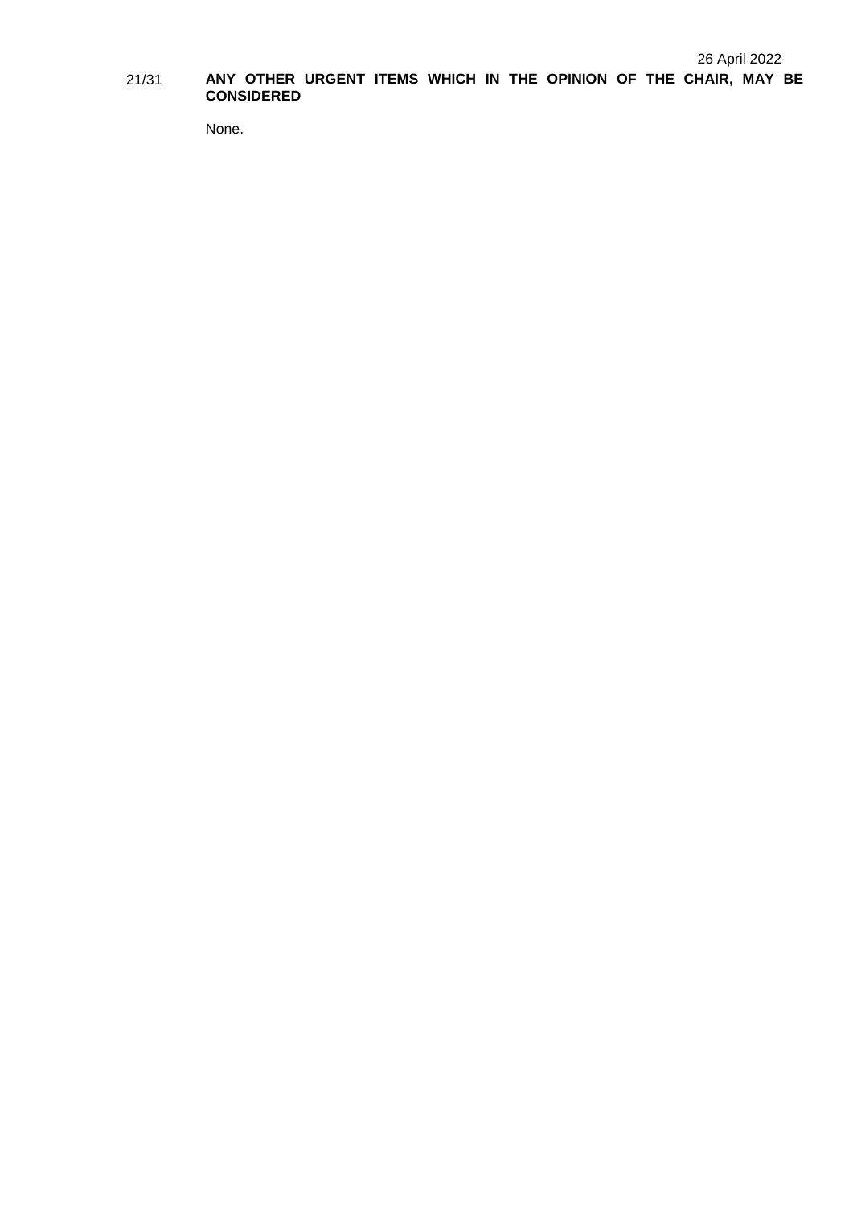21/31 **ANY OTHER URGENT ITEMS WHICH IN THE OPINION OF THE CHAIR, MAY BE CONSIDERED**

None.